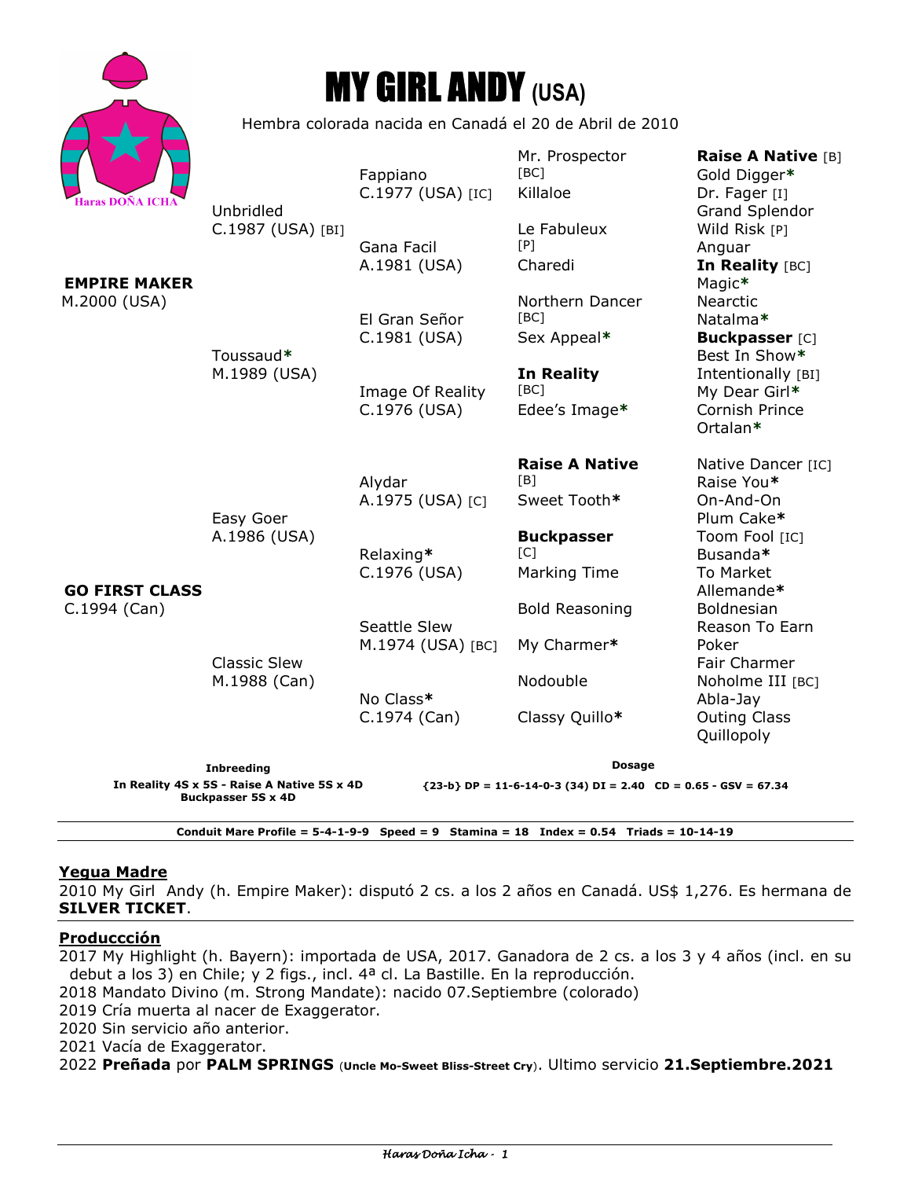# MY GIRL ANDY (USA)

Hembra colorada nacida en Canadá el 20 de Abril de 2010

Haras DOÑA ICHA

| Padres | Abuelos | Bisabuelos | Tatarabuelos | 5ª generación |
|---|---|---|---|---|
| **EMPIRE MAKER** M.2000 (USA) | Unbridled C.1987 (USA) [BI] | Fappiano C.1977 (USA) [IC] | Mr. Prospector [BC] | **Raise A Native** [B] |
| | | | | Gold Digger* |
| | | | Killaloe | Dr. Fager [I] |
| | | | | Grand Splendor |
| | | Gana Facil A.1981 (USA) | Le Fabuleux [P] | Wild Risk [P] |
| | | | | Anguar |
| | | | Charedi | **In Reality** [BC] |
| | | | | Magic* |
| | Toussaud* M.1989 (USA) | El Gran Señor C.1981 (USA) | Northern Dancer [BC] | Nearctic |
| | | | | Natalma* |
| | | | Sex Appeal* | **Buckpasser** [C] |
| | | | | Best In Show* |
| | | Image Of Reality C.1976 (USA) | **In Reality** [BC] | Intentionally [BI] |
| | | | | My Dear Girl* |
| | | | Edee's Image* | Cornish Prince |
| | | | | Ortalan* |
| **GO FIRST CLASS** C.1994 (Can) | Easy Goer A.1986 (USA) | Alydar A.1975 (USA) [C] | **Raise A Native** [B] | Native Dancer [IC] |
| | | | | Raise You* |
| | | | Sweet Tooth* | On-And-On |
| | | | | Plum Cake* |
| | | Relaxing* C.1976 (USA) | **Buckpasser** [C] | Toom Fool [IC] |
| | | | | Busanda* |
| | | | Marking Time | To Market |
| | | | | Allemande* |
| | Classic Slew M.1988 (Can) | Seattle Slew M.1974 (USA) [BC] | Bold Reasoning | Boldnesian |
| | | | | Reason To Earn |
| | | | My Charmer* | Poker |
| | | | | Fair Charmer |
| | | No Class* C.1974 (Can) | Nodouble | Noholme III [BC] |
| | | | | Abla-Jay |
| | | | Classy Quillo* | Outing Class |
| | | | | Quillopoly |

**Inbreeding**
**In Reality 4S x 5S - Raise A Native 5S x 4D**
**Buckpasser 5S x 4D**

**Dosage**
**{23-b} DP = 11-6-14-0-3 (34) DI = 2.40 CD = 0.65 - GSV = 67.34**

**Conduit Mare Profile = 5-4-1-9-9 Speed = 9 Stamina = 18 Index = 0.54 Triads = 10-14-19**

## Yegua Madre

2010 My Girl Andy (h. Empire Maker): disputó 2 cs. a los 2 años en Canadá. US$ 1,276. Es hermana de **SILVER TICKET**.

## Produccción

2017 My Highlight (h. Bayern): importada de USA, 2017. Ganadora de 2 cs. a los 3 y 4 años (incl. en su debut a los 3) en Chile; y 2 figs., incl. 4ª cl. La Bastille. En la reproducción.
2018 Mandato Divino (m. Strong Mandate): nacido 07.Septiembre (colorado)
2019 Cría muerta al nacer de Exaggerator.
2020 Sin servicio año anterior.
2021 Vacía de Exaggerator.
2022 **Preñada** por **PALM SPRINGS** (**Uncle Mo-Sweet Bliss-Street Cry**). Ultimo servicio **21.Septiembre.2021**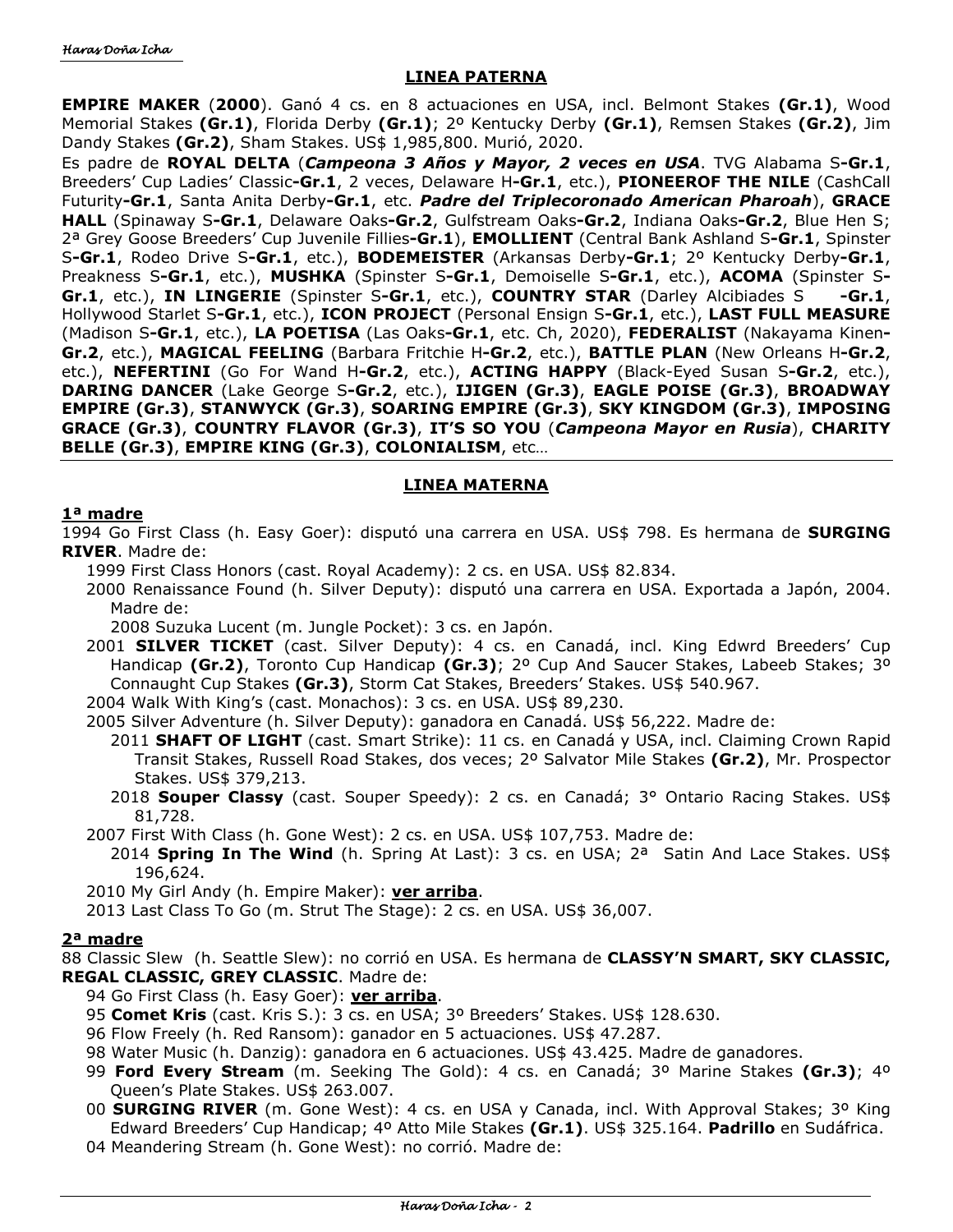## LINEA PATERNA

**EMPIRE MAKER** (**2000**). Ganó 4 cs. en 8 actuaciones en USA, incl. Belmont Stakes **(Gr.1)**, Wood Memorial Stakes **(Gr.1)**, Florida Derby **(Gr.1)**; 2º Kentucky Derby **(Gr.1)**, Remsen Stakes **(Gr.2)**, Jim Dandy Stakes **(Gr.2)**, Sham Stakes. US$ 1,985,800. Murió, 2020.

Es padre de **ROYAL DELTA** (***Campeona 3 Años y Mayor, 2 veces en USA***. TVG Alabama S**-Gr.1**, Breeders' Cup Ladies' Classic**-Gr.1**, 2 veces, Delaware H**-Gr.1**, etc.), **PIONEEROF THE NILE** (CashCall Futurity**-Gr.1**, Santa Anita Derby**-Gr.1**, etc. ***Padre del Triplecoronado American Pharoah***), **GRACE HALL** (Spinaway S**-Gr.1**, Delaware Oaks**-Gr.2**, Gulfstream Oaks**-Gr.2**, Indiana Oaks**-Gr.2**, Blue Hen S; 2ª Grey Goose Breeders' Cup Juvenile Fillies**-Gr.1**), **EMOLLIENT** (Central Bank Ashland S**-Gr.1**, Spinster S**-Gr.1**, Rodeo Drive S**-Gr.1**, etc.), **BODEMEISTER** (Arkansas Derby**-Gr.1**; 2º Kentucky Derby**-Gr.1**, Preakness S**-Gr.1**, etc.), **MUSHKA** (Spinster S**-Gr.1**, Demoiselle S**-Gr.1**, etc.), **ACOMA** (Spinster S**-Gr.1**, etc.), **IN LINGERIE** (Spinster S**-Gr.1**, etc.), **COUNTRY STAR** (Darley Alcibiades S **-Gr.1**, Hollywood Starlet S**-Gr.1**, etc.), **ICON PROJECT** (Personal Ensign S**-Gr.1**, etc.), **LAST FULL MEASURE** (Madison S**-Gr.1**, etc.), **LA POETISA** (Las Oaks**-Gr.1**, etc. Ch, 2020), **FEDERALIST** (Nakayama Kinen**-Gr.2**, etc.), **MAGICAL FEELING** (Barbara Fritchie H**-Gr.2**, etc.), **BATTLE PLAN** (New Orleans H**-Gr.2**, etc.), **NEFERTINI** (Go For Wand H**-Gr.2**, etc.), **ACTING HAPPY** (Black-Eyed Susan S**-Gr.2**, etc.), **DARING DANCER** (Lake George S**-Gr.2**, etc.), **IJIGEN (Gr.3)**, **EAGLE POISE (Gr.3)**, **BROADWAY EMPIRE (Gr.3)**, **STANWYCK (Gr.3)**, **SOARING EMPIRE (Gr.3)**, **SKY KINGDOM (Gr.3)**, **IMPOSING GRACE (Gr.3)**, **COUNTRY FLAVOR (Gr.3)**, **IT'S SO YOU** (***Campeona Mayor en Rusia***), **CHARITY BELLE (Gr.3)**, **EMPIRE KING (Gr.3)**, **COLONIALISM**, etc…

## LINEA MATERNA

### 1ª madre

1994 Go First Class (h. Easy Goer): disputó una carrera en USA. US$ 798. Es hermana de **SURGING RIVER**. Madre de:

- 1999 First Class Honors (cast. Royal Academy): 2 cs. en USA. US$ 82.834.
- 2000 Renaissance Found (h. Silver Deputy): disputó una carrera en USA. Exportada a Japón, 2004. Madre de:
  - 2008 Suzuka Lucent (m. Jungle Pocket): 3 cs. en Japón.
- 2001 **SILVER TICKET** (cast. Silver Deputy): 4 cs. en Canadá, incl. King Edwrd Breeders' Cup Handicap **(Gr.2)**, Toronto Cup Handicap **(Gr.3)**; 2º Cup And Saucer Stakes, Labeeb Stakes; 3º Connaught Cup Stakes **(Gr.3)**, Storm Cat Stakes, Breeders' Stakes. US$ 540.967.
- 2004 Walk With King's (cast. Monachos): 3 cs. en USA. US$ 89,230.
- 2005 Silver Adventure (h. Silver Deputy): ganadora en Canadá. US$ 56,222. Madre de:
  - 2011 **SHAFT OF LIGHT** (cast. Smart Strike): 11 cs. en Canadá y USA, incl. Claiming Crown Rapid Transit Stakes, Russell Road Stakes, dos veces; 2º Salvator Mile Stakes **(Gr.2)**, Mr. Prospector Stakes. US$ 379,213.
  - 2018 **Souper Classy** (cast. Souper Speedy): 2 cs. en Canadá; 3° Ontario Racing Stakes. US$ 81,728.
- 2007 First With Class (h. Gone West): 2 cs. en USA. US$ 107,753. Madre de:
  - 2014 **Spring In The Wind** (h. Spring At Last): 3 cs. en USA; 2ª Satin And Lace Stakes. US$ 196,624.
- 2010 My Girl Andy (h. Empire Maker): **ver arriba**.
- 2013 Last Class To Go (m. Strut The Stage): 2 cs. en USA. US$ 36,007.

### 2ª madre

88 Classic Slew (h. Seattle Slew): no corrió en USA. Es hermana de **CLASSY'N SMART, SKY CLASSIC, REGAL CLASSIC, GREY CLASSIC**. Madre de:

- 94 Go First Class (h. Easy Goer): **ver arriba**.
- 95 **Comet Kris** (cast. Kris S.): 3 cs. en USA; 3º Breeders' Stakes. US$ 128.630.
- 96 Flow Freely (h. Red Ransom): ganador en 5 actuaciones. US$ 47.287.
- 98 Water Music (h. Danzig): ganadora en 6 actuaciones. US$ 43.425. Madre de ganadores.
- 99 **Ford Every Stream** (m. Seeking The Gold): 4 cs. en Canadá; 3º Marine Stakes **(Gr.3)**; 4º Queen's Plate Stakes. US$ 263.007.
- 00 **SURGING RIVER** (m. Gone West): 4 cs. en USA y Canada, incl. With Approval Stakes; 3º King Edward Breeders' Cup Handicap; 4º Atto Mile Stakes **(Gr.1)**. US$ 325.164. **Padrillo** en Sudáfrica.
- 04 Meandering Stream (h. Gone West): no corrió. Madre de: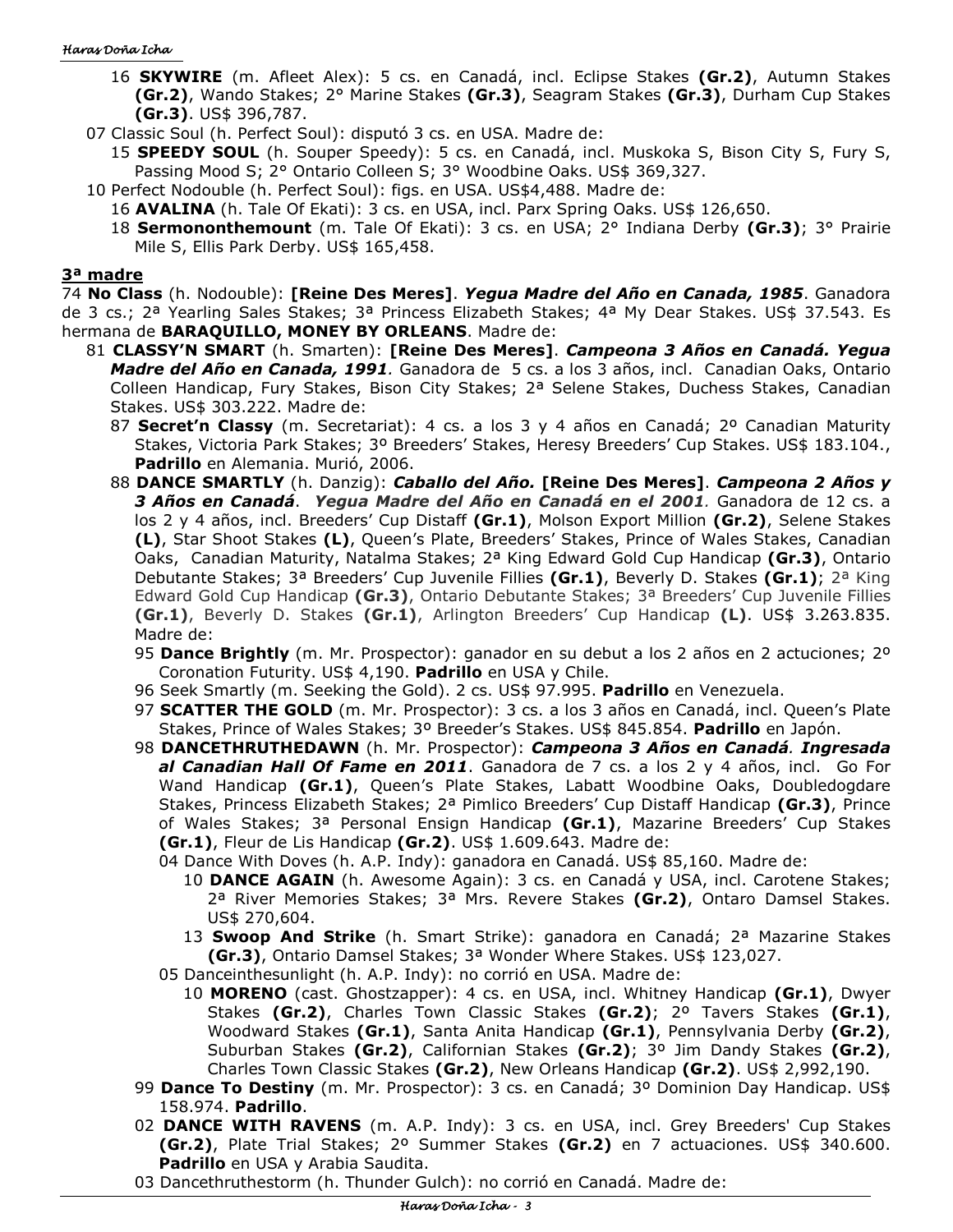16 **SKYWIRE** (m. Afleet Alex): 5 cs. en Canadá, incl. Eclipse Stakes **(Gr.2)**, Autumn Stakes **(Gr.2)**, Wando Stakes; 2° Marine Stakes **(Gr.3)**, Seagram Stakes **(Gr.3)**, Durham Cup Stakes **(Gr.3)**. US$ 396,787.

07 Classic Soul (h. Perfect Soul): disputó 3 cs. en USA. Madre de:

15 **SPEEDY SOUL** (h. Souper Speedy): 5 cs. en Canadá, incl. Muskoka S, Bison City S, Fury S, Passing Mood S; 2° Ontario Colleen S; 3° Woodbine Oaks. US$ 369,327.

10 Perfect Nodouble (h. Perfect Soul): figs. en USA. US$4,488. Madre de:

16 **AVALINA** (h. Tale Of Ekati): 3 cs. en USA, incl. Parx Spring Oaks. US$ 126,650.

18 **Sermononthemount** (m. Tale Of Ekati): 3 cs. en USA; 2° Indiana Derby **(Gr.3)**; 3° Prairie Mile S, Ellis Park Derby. US$ 165,458.

## 3ª madre

74 **No Class** (h. Nodouble): **[Reine Des Meres]**. ***Yegua Madre del Año en Canada, 1985***. Ganadora de 3 cs.; 2ª Yearling Sales Stakes; 3ª Princess Elizabeth Stakes; 4ª My Dear Stakes. US$ 37.543. Es hermana de **BARAQUILLO, MONEY BY ORLEANS**. Madre de:

81 **CLASSY'N SMART** (h. Smarten): **[Reine Des Meres]**. ***Campeona 3 Años en Canadá. Yegua Madre del Año en Canada, 1991***. Ganadora de 5 cs. a los 3 años, incl. Canadian Oaks, Ontario Colleen Handicap, Fury Stakes, Bison City Stakes; 2ª Selene Stakes, Duchess Stakes, Canadian Stakes. US$ 303.222. Madre de:

87 **Secret'n Classy** (m. Secretariat): 4 cs. a los 3 y 4 años en Canadá; 2º Canadian Maturity Stakes, Victoria Park Stakes; 3º Breeders' Stakes, Heresy Breeders' Cup Stakes. US$ 183.104., **Padrillo** en Alemania. Murió, 2006.

88 **DANCE SMARTLY** (h. Danzig): ***Caballo del Año.*** **[Reine Des Meres]**. ***Campeona 2 Años y 3 Años en Canadá***. ***Yegua Madre del Año en Canadá en el 2001***. Ganadora de 12 cs. a los 2 y 4 años, incl. Breeders' Cup Distaff **(Gr.1)**, Molson Export Million **(Gr.2)**, Selene Stakes **(L)**, Star Shoot Stakes **(L)**, Queen's Plate, Breeders' Stakes, Prince of Wales Stakes, Canadian Oaks, Canadian Maturity, Natalma Stakes; 2ª King Edward Gold Cup Handicap **(Gr.3)**, Ontario Debutante Stakes; 3ª Breeders' Cup Juvenile Fillies **(Gr.1)**, Beverly D. Stakes **(Gr.1)**; 2ª King Edward Gold Cup Handicap **(Gr.3)**, Ontario Debutante Stakes; 3ª Breeders' Cup Juvenile Fillies **(Gr.1)**, Beverly D. Stakes **(Gr.1)**, Arlington Breeders' Cup Handicap **(L)**. US$ 3.263.835. Madre de:

95 **Dance Brightly** (m. Mr. Prospector): ganador en su debut a los 2 años en 2 actuciones; 2º Coronation Futurity. US$ 4,190. **Padrillo** en USA y Chile.

96 Seek Smartly (m. Seeking the Gold). 2 cs. US$ 97.995. **Padrillo** en Venezuela.

97 **SCATTER THE GOLD** (m. Mr. Prospector): 3 cs. a los 3 años en Canadá, incl. Queen's Plate Stakes, Prince of Wales Stakes; 3º Breeder's Stakes. US$ 845.854. **Padrillo** en Japón.

98 **DANCETHRUTHEDAWN** (h. Mr. Prospector): ***Campeona 3 Años en Canadá. Ingresada al Canadian Hall Of Fame en 2011***. Ganadora de 7 cs. a los 2 y 4 años, incl. Go For Wand Handicap **(Gr.1)**, Queen's Plate Stakes, Labatt Woodbine Oaks, Doubledogdare Stakes, Princess Elizabeth Stakes; 2ª Pimlico Breeders' Cup Distaff Handicap **(Gr.3)**, Prince of Wales Stakes; 3ª Personal Ensign Handicap **(Gr.1)**, Mazarine Breeders' Cup Stakes **(Gr.1)**, Fleur de Lis Handicap **(Gr.2)**. US$ 1.609.643. Madre de:

04 Dance With Doves (h. A.P. Indy): ganadora en Canadá. US$ 85,160. Madre de:

10 **DANCE AGAIN** (h. Awesome Again): 3 cs. en Canadá y USA, incl. Carotene Stakes; 2ª River Memories Stakes; 3ª Mrs. Revere Stakes **(Gr.2)**, Ontaro Damsel Stakes. US$ 270,604.

13 **Swoop And Strike** (h. Smart Strike): ganadora en Canadá; 2ª Mazarine Stakes **(Gr.3)**, Ontario Damsel Stakes; 3ª Wonder Where Stakes. US$ 123,027.

05 Danceinthesunlight (h. A.P. Indy): no corrió en USA. Madre de:

10 **MORENO** (cast. Ghostzapper): 4 cs. en USA, incl. Whitney Handicap **(Gr.1)**, Dwyer Stakes **(Gr.2)**, Charles Town Classic Stakes **(Gr.2)**; 2º Tavers Stakes **(Gr.1)**, Woodward Stakes **(Gr.1)**, Santa Anita Handicap **(Gr.1)**, Pennsylvania Derby **(Gr.2)**, Suburban Stakes **(Gr.2)**, Californian Stakes **(Gr.2)**; 3º Jim Dandy Stakes **(Gr.2)**, Charles Town Classic Stakes **(Gr.2)**, New Orleans Handicap **(Gr.2)**. US$ 2,992,190.

99 **Dance To Destiny** (m. Mr. Prospector): 3 cs. en Canadá; 3º Dominion Day Handicap. US$ 158.974. **Padrillo**.

02 **DANCE WITH RAVENS** (m. A.P. Indy): 3 cs. en USA, incl. Grey Breeders' Cup Stakes **(Gr.2)**, Plate Trial Stakes; 2º Summer Stakes **(Gr.2)** en 7 actuaciones. US$ 340.600. **Padrillo** en USA y Arabia Saudita.

03 Dancethruthestorm (h. Thunder Gulch): no corrió en Canadá. Madre de: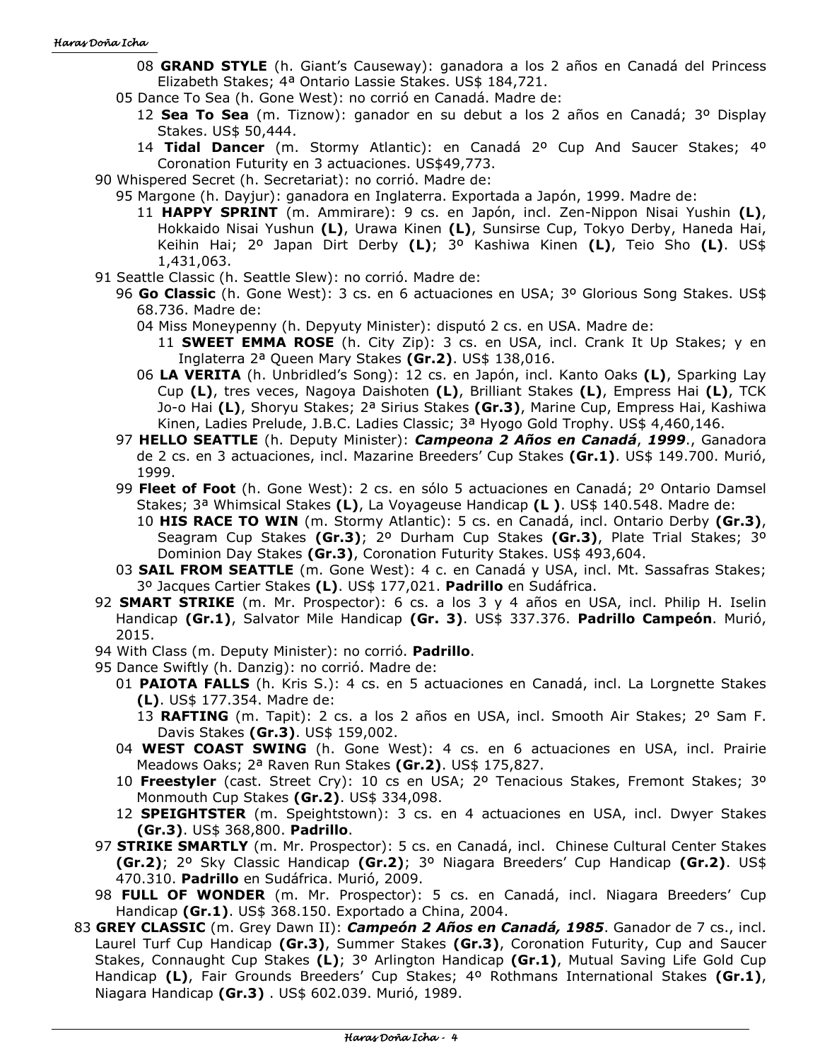08 **GRAND STYLE** (h. Giant's Causeway): ganadora a los 2 años en Canadá del Princess Elizabeth Stakes; 4ª Ontario Lassie Stakes. US$ 184,721.

05 Dance To Sea (h. Gone West): no corrió en Canadá. Madre de:

12 **Sea To Sea** (m. Tiznow): ganador en su debut a los 2 años en Canadá; 3º Display Stakes. US$ 50,444.

14 **Tidal Dancer** (m. Stormy Atlantic): en Canadá 2º Cup And Saucer Stakes; 4º Coronation Futurity en 3 actuaciones. US$49,773.

90 Whispered Secret (h. Secretariat): no corrió. Madre de:

95 Margone (h. Dayjur): ganadora en Inglaterra. Exportada a Japón, 1999. Madre de:

11 **HAPPY SPRINT** (m. Ammirare): 9 cs. en Japón, incl. Zen-Nippon Nisai Yushin **(L)**, Hokkaido Nisai Yushun **(L)**, Urawa Kinen **(L)**, Sunsirse Cup, Tokyo Derby, Haneda Hai, Keihin Hai; 2º Japan Dirt Derby **(L)**; 3º Kashiwa Kinen **(L)**, Teio Sho **(L)**. US$ 1,431,063.

91 Seattle Classic (h. Seattle Slew): no corrió. Madre de:

96 **Go Classic** (h. Gone West): 3 cs. en 6 actuaciones en USA; 3º Glorious Song Stakes. US$ 68.736. Madre de:

04 Miss Moneypenny (h. Depyuty Minister): disputó 2 cs. en USA. Madre de:

11 **SWEET EMMA ROSE** (h. City Zip): 3 cs. en USA, incl. Crank It Up Stakes; y en Inglaterra 2ª Queen Mary Stakes **(Gr.2)**. US$ 138,016.

06 **LA VERITA** (h. Unbridled's Song): 12 cs. en Japón, incl. Kanto Oaks **(L)**, Sparking Lay Cup **(L)**, tres veces, Nagoya Daishoten **(L)**, Brilliant Stakes **(L)**, Empress Hai **(L)**, TCK Jo-o Hai **(L)**, Shoryu Stakes; 2ª Sirius Stakes **(Gr.3)**, Marine Cup, Empress Hai, Kashiwa Kinen, Ladies Prelude, J.B.C. Ladies Classic; 3ª Hyogo Gold Trophy. US$ 4,460,146.

97 **HELLO SEATTLE** (h. Deputy Minister): ***Campeona 2 Años en Canadá*, *1999***., Ganadora de 2 cs. en 3 actuaciones, incl. Mazarine Breeders' Cup Stakes **(Gr.1)**. US$ 149.700. Murió, 1999.

99 **Fleet of Foot** (h. Gone West): 2 cs. en sólo 5 actuaciones en Canadá; 2º Ontario Damsel Stakes; 3ª Whimsical Stakes **(L)**, La Voyageuse Handicap **(L )**. US$ 140.548. Madre de:

10 **HIS RACE TO WIN** (m. Stormy Atlantic): 5 cs. en Canadá, incl. Ontario Derby **(Gr.3)**, Seagram Cup Stakes **(Gr.3)**; 2º Durham Cup Stakes **(Gr.3)**, Plate Trial Stakes; 3º Dominion Day Stakes **(Gr.3)**, Coronation Futurity Stakes. US$ 493,604.

03 **SAIL FROM SEATTLE** (m. Gone West): 4 c. en Canadá y USA, incl. Mt. Sassafras Stakes; 3º Jacques Cartier Stakes **(L)**. US$ 177,021. **Padrillo** en Sudáfrica.

92 **SMART STRIKE** (m. Mr. Prospector): 6 cs. a los 3 y 4 años en USA, incl. Philip H. Iselin Handicap **(Gr.1)**, Salvator Mile Handicap **(Gr. 3)**. US$ 337.376. **Padrillo Campeón**. Murió, 2015.

94 With Class (m. Deputy Minister): no corrió. **Padrillo**.

95 Dance Swiftly (h. Danzig): no corrió. Madre de:

01 **PAIOTA FALLS** (h. Kris S.): 4 cs. en 5 actuaciones en Canadá, incl. La Lorgnette Stakes **(L)**. US$ 177.354. Madre de:

13 **RAFTING** (m. Tapit): 2 cs. a los 2 años en USA, incl. Smooth Air Stakes; 2º Sam F. Davis Stakes **(Gr.3)**. US$ 159,002.

04 **WEST COAST SWING** (h. Gone West): 4 cs. en 6 actuaciones en USA, incl. Prairie Meadows Oaks; 2ª Raven Run Stakes **(Gr.2)**. US$ 175,827.

10 **Freestyler** (cast. Street Cry): 10 cs en USA; 2º Tenacious Stakes, Fremont Stakes; 3º Monmouth Cup Stakes **(Gr.2)**. US$ 334,098.

12 **SPEIGHTSTER** (m. Speightstown): 3 cs. en 4 actuaciones en USA, incl. Dwyer Stakes **(Gr.3)**. US$ 368,800. **Padrillo**.

97 **STRIKE SMARTLY** (m. Mr. Prospector): 5 cs. en Canadá, incl. Chinese Cultural Center Stakes **(Gr.2)**; 2º Sky Classic Handicap **(Gr.2)**; 3º Niagara Breeders' Cup Handicap **(Gr.2)**. US$ 470.310. **Padrillo** en Sudáfrica. Murió, 2009.

98 **FULL OF WONDER** (m. Mr. Prospector): 5 cs. en Canadá, incl. Niagara Breeders' Cup Handicap **(Gr.1)**. US$ 368.150. Exportado a China, 2004.

83 **GREY CLASSIC** (m. Grey Dawn II): ***Campeón 2 Años en Canadá, 1985***. Ganador de 7 cs., incl. Laurel Turf Cup Handicap **(Gr.3)**, Summer Stakes **(Gr.3)**, Coronation Futurity, Cup and Saucer Stakes, Connaught Cup Stakes **(L)**; 3º Arlington Handicap **(Gr.1)**, Mutual Saving Life Gold Cup Handicap **(L)**, Fair Grounds Breeders' Cup Stakes; 4º Rothmans International Stakes **(Gr.1)**, Niagara Handicap **(Gr.3)** . US$ 602.039. Murió, 1989.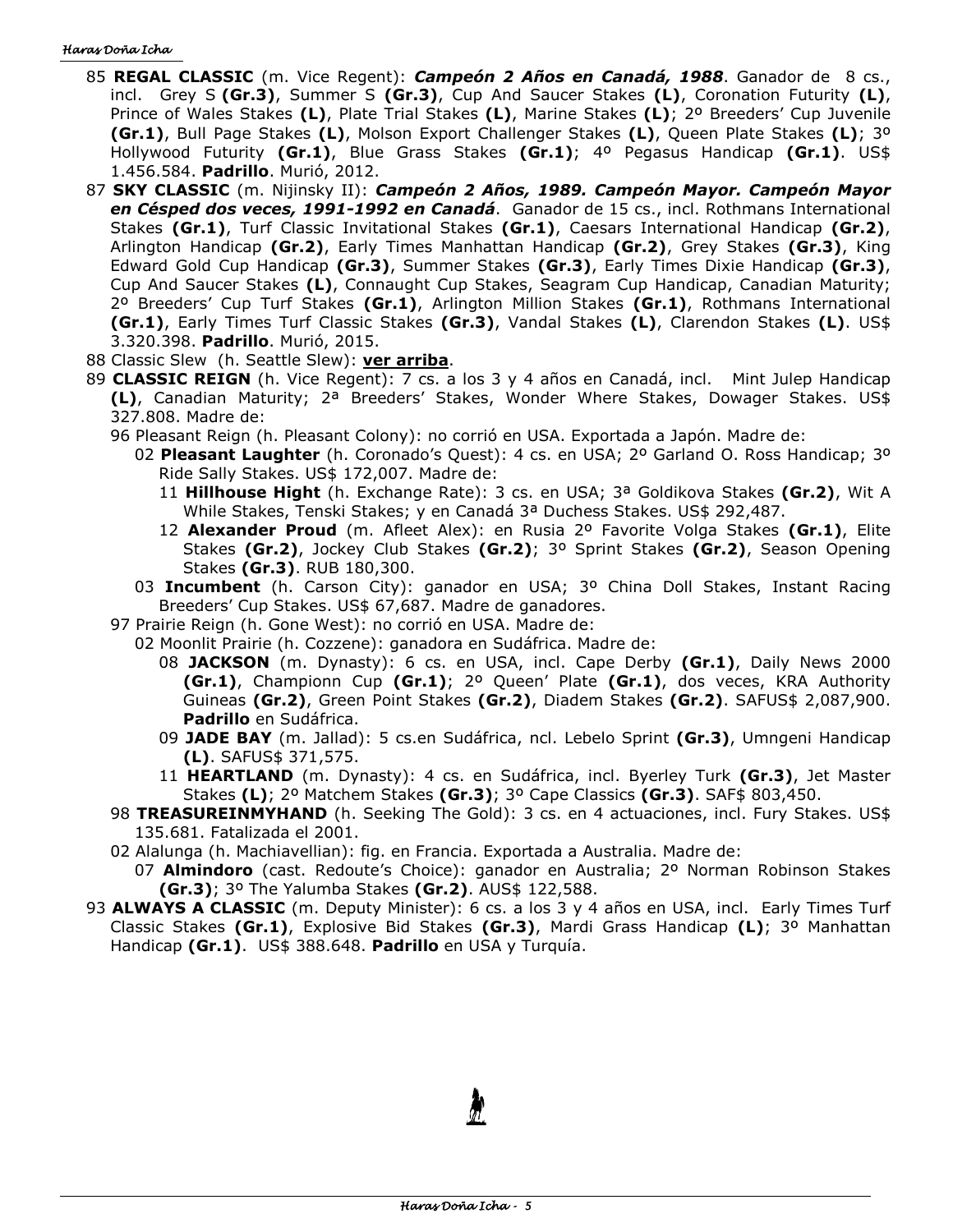85 **REGAL CLASSIC** (m. Vice Regent): ***Campeón 2 Años en Canadá, 1988***. Ganador de 8 cs., incl. Grey S **(Gr.3)**, Summer S **(Gr.3)**, Cup And Saucer Stakes **(L)**, Coronation Futurity **(L)**, Prince of Wales Stakes **(L)**, Plate Trial Stakes **(L)**, Marine Stakes **(L)**; 2º Breeders' Cup Juvenile **(Gr.1)**, Bull Page Stakes **(L)**, Molson Export Challenger Stakes **(L)**, Queen Plate Stakes **(L)**; 3º Hollywood Futurity **(Gr.1)**, Blue Grass Stakes **(Gr.1)**; 4º Pegasus Handicap **(Gr.1)**. US$ 1.456.584. **Padrillo**. Murió, 2012.

87 **SKY CLASSIC** (m. Nijinsky II): ***Campeón 2 Años, 1989. Campeón Mayor. Campeón Mayor en Césped dos veces, 1991-1992 en Canadá***. Ganador de 15 cs., incl. Rothmans International Stakes **(Gr.1)**, Turf Classic Invitational Stakes **(Gr.1)**, Caesars International Handicap **(Gr.2)**, Arlington Handicap **(Gr.2)**, Early Times Manhattan Handicap **(Gr.2)**, Grey Stakes **(Gr.3)**, King Edward Gold Cup Handicap **(Gr.3)**, Summer Stakes **(Gr.3)**, Early Times Dixie Handicap **(Gr.3)**, Cup And Saucer Stakes **(L)**, Connaught Cup Stakes, Seagram Cup Handicap, Canadian Maturity; 2º Breeders' Cup Turf Stakes **(Gr.1)**, Arlington Million Stakes **(Gr.1)**, Rothmans International **(Gr.1)**, Early Times Turf Classic Stakes **(Gr.3)**, Vandal Stakes **(L)**, Clarendon Stakes **(L)**. US$ 3.320.398. **Padrillo**. Murió, 2015.

88 Classic Slew (h. Seattle Slew): **ver arriba**.

89 **CLASSIC REIGN** (h. Vice Regent): 7 cs. a los 3 y 4 años en Canadá, incl. Mint Julep Handicap **(L)**, Canadian Maturity; 2ª Breeders' Stakes, Wonder Where Stakes, Dowager Stakes. US$ 327.808. Madre de:

- 96 Pleasant Reign (h. Pleasant Colony): no corrió en USA. Exportada a Japón. Madre de:
  - 02 **Pleasant Laughter** (h. Coronado's Quest): 4 cs. en USA; 2º Garland O. Ross Handicap; 3º Ride Sally Stakes. US$ 172,007. Madre de:
    - 11 **Hillhouse Hight** (h. Exchange Rate): 3 cs. en USA; 3ª Goldikova Stakes **(Gr.2)**, Wit A While Stakes, Tenski Stakes; y en Canadá 3ª Duchess Stakes. US$ 292,487.
    - 12 **Alexander Proud** (m. Afleet Alex): en Rusia 2º Favorite Volga Stakes **(Gr.1)**, Elite Stakes **(Gr.2)**, Jockey Club Stakes **(Gr.2)**; 3º Sprint Stakes **(Gr.2)**, Season Opening Stakes **(Gr.3)**. RUB 180,300.
  - 03 **Incumbent** (h. Carson City): ganador en USA; 3º China Doll Stakes, Instant Racing Breeders' Cup Stakes. US$ 67,687. Madre de ganadores.
- 97 Prairie Reign (h. Gone West): no corrió en USA. Madre de:
  - 02 Moonlit Prairie (h. Cozzene): ganadora en Sudáfrica. Madre de:
    - 08 **JACKSON** (m. Dynasty): 6 cs. en USA, incl. Cape Derby **(Gr.1)**, Daily News 2000 **(Gr.1)**, Championn Cup **(Gr.1)**; 2º Queen' Plate **(Gr.1)**, dos veces, KRA Authority Guineas **(Gr.2)**, Green Point Stakes **(Gr.2)**, Diadem Stakes **(Gr.2)**. SAFUS$ 2,087,900. **Padrillo** en Sudáfrica.
    - 09 **JADE BAY** (m. Jallad): 5 cs.en Sudáfrica, ncl. Lebelo Sprint **(Gr.3)**, Umngeni Handicap **(L)**. SAFUS$ 371,575.
    - 11 **HEARTLAND** (m. Dynasty): 4 cs. en Sudáfrica, incl. Byerley Turk **(Gr.3)**, Jet Master Stakes **(L)**; 2º Matchem Stakes **(Gr.3)**; 3º Cape Classics **(Gr.3)**. SAF$ 803,450.
- 98 **TREASUREINMYHAND** (h. Seeking The Gold): 3 cs. en 4 actuaciones, incl. Fury Stakes. US$ 135.681. Fatalizada el 2001.
- 02 Alalunga (h. Machiavellian): fig. en Francia. Exportada a Australia. Madre de:
  - 07 **Almindoro** (cast. Redoute's Choice): ganador en Australia; 2º Norman Robinson Stakes **(Gr.3)**; 3º The Yalumba Stakes **(Gr.2)**. AUS$ 122,588.

93 **ALWAYS A CLASSIC** (m. Deputy Minister): 6 cs. a los 3 y 4 años en USA, incl. Early Times Turf Classic Stakes **(Gr.1)**, Explosive Bid Stakes **(Gr.3)**, Mardi Grass Handicap **(L)**; 3º Manhattan Handicap **(Gr.1)**. US$ 388.648. **Padrillo** en USA y Turquía.